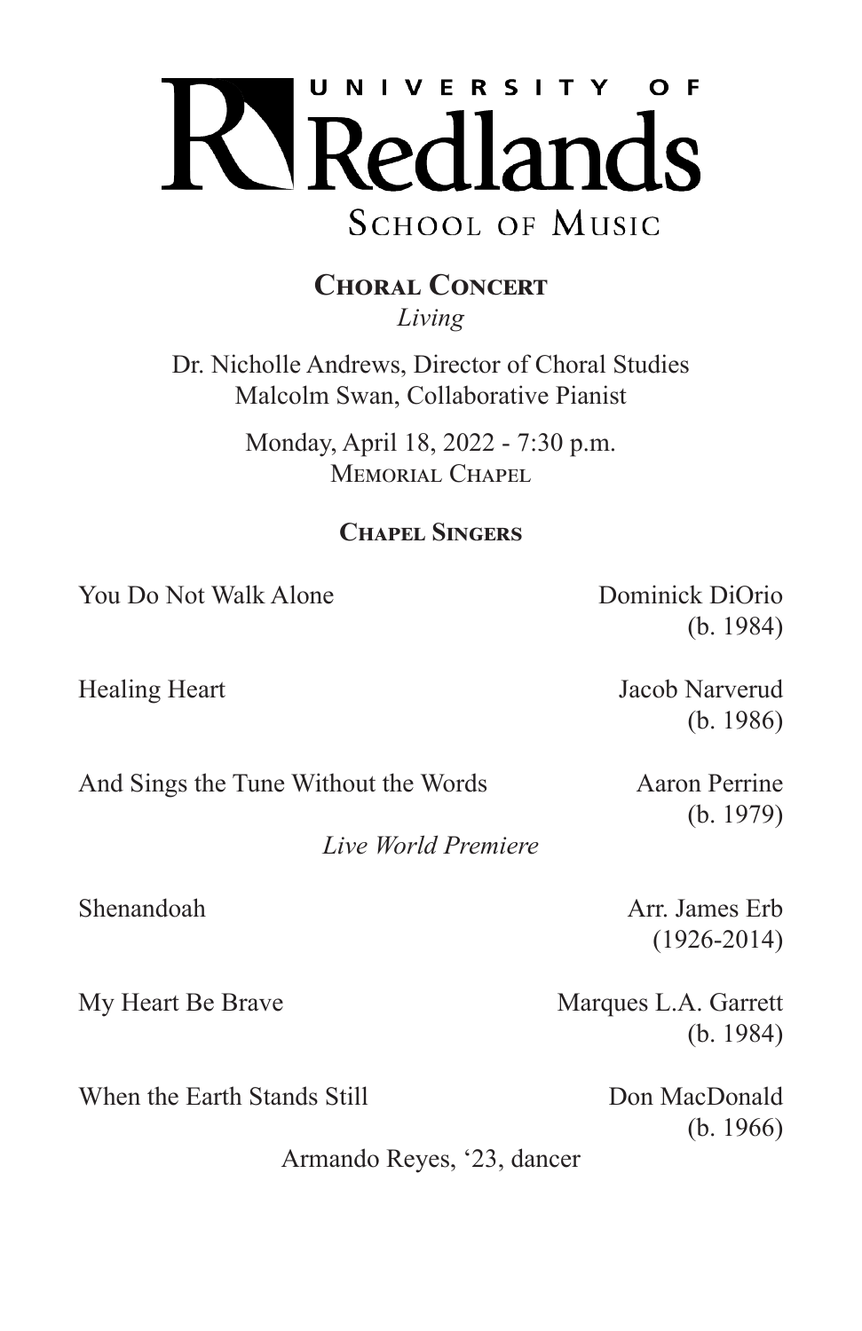# UNIVERSITY OF Redlands
## SCHOOL OF MUSIC

### **Choral Concert**
*Living*

Dr. Nicholle Andrews, Director of Choral Studies
Malcolm Swan, Collaborative Pianist

Monday, April 18, 2022 - 7:30 p.m.
Memorial Chapel

### **Chapel Singers**

You Do Not Walk Alone — Dominick DiOrio (b. 1984)

Healing Heart — Jacob Narverud (b. 1986)

And Sings the Tune Without the Words — Aaron Perrine (b. 1979)

*Live World Premiere*

Shenandoah — Arr. James Erb (1926-2014)

My Heart Be Brave — Marques L.A. Garrett (b. 1984)

When the Earth Stands Still — Don MacDonald (b. 1966)

Armando Reyes, '23, dancer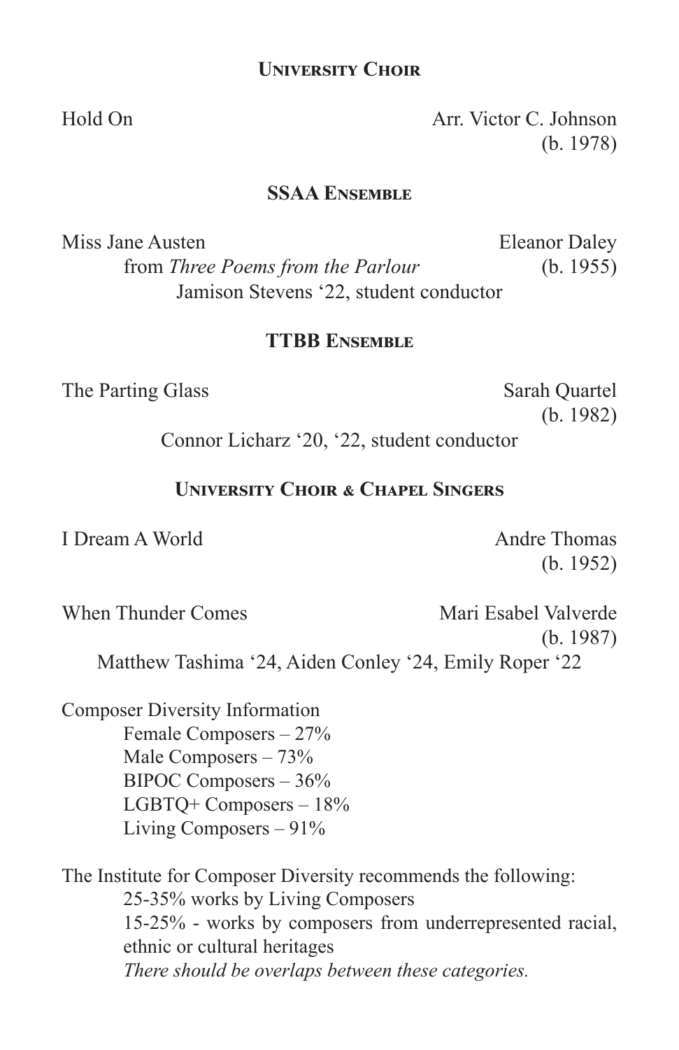## University Choir

Hold On — Arr. Victor C. Johnson (b. 1978)

## SSAA Ensemble

Miss Jane Austen — Eleanor Daley
from *Three Poems from the Parlour* (b. 1955)
Jamison Stevens '22, student conductor

## TTBB Ensemble

The Parting Glass — Sarah Quartel (b. 1982)
Connor Licharz '20, '22, student conductor

## University Choir & Chapel Singers

I Dream A World — Andre Thomas (b. 1952)

When Thunder Comes — Mari Esabel Valverde (b. 1987)
Matthew Tashima '24, Aiden Conley '24, Emily Roper '22

Composer Diversity Information

- Female Composers – 27%
- Male Composers – 73%
- BIPOC Composers – 36%
- LGBTQ+ Composers – 18%
- Living Composers – 91%

The Institute for Composer Diversity recommends the following:

- 25-35% works by Living Composers
- 15-25% - works by composers from underrepresented racial, ethnic or cultural heritages

*There should be overlaps between these categories.*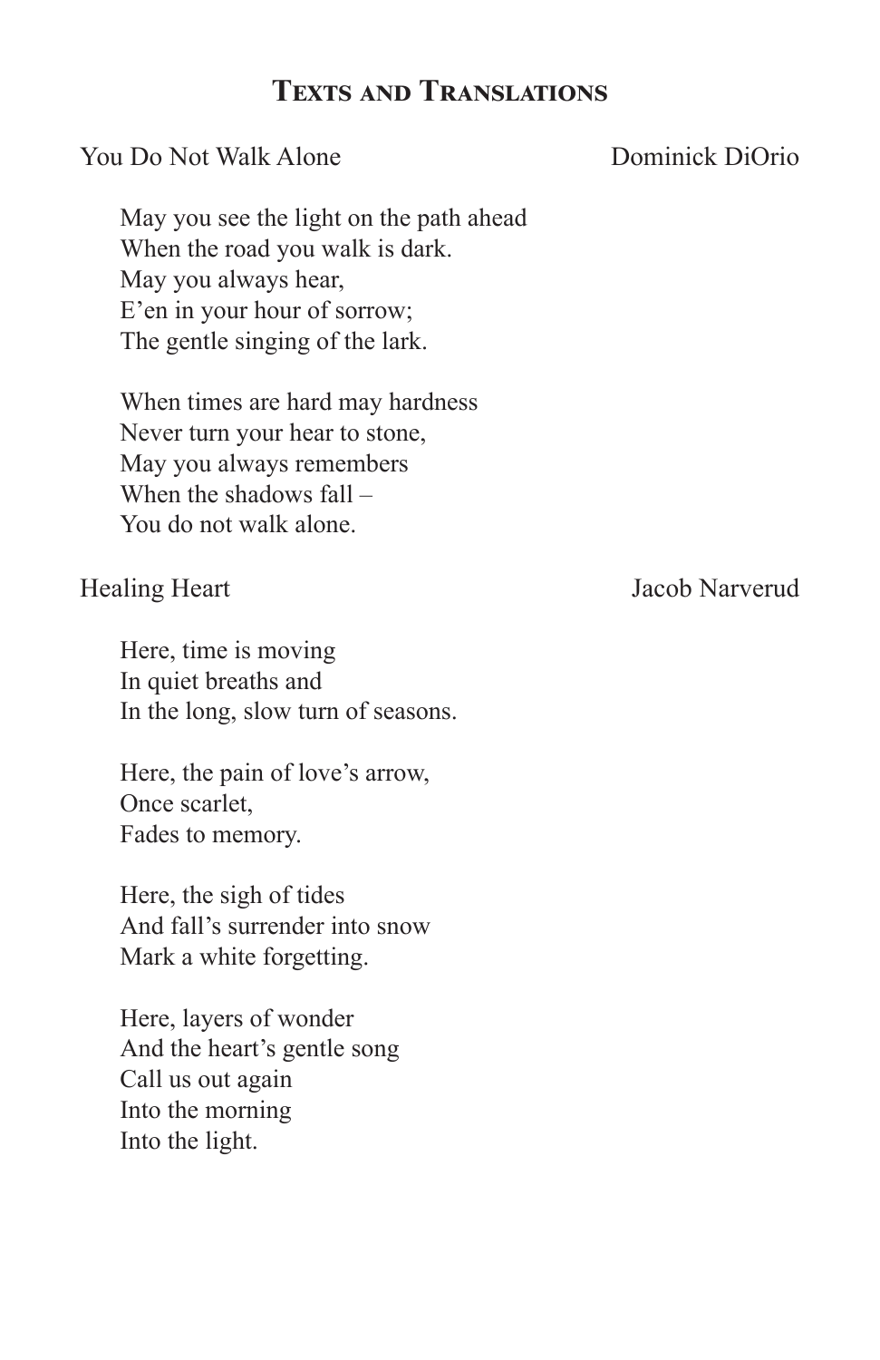## Texts and Translations

You Do Not Walk Alone — Dominick DiOrio

May you see the light on the path ahead
When the road you walk is dark.
May you always hear,
E'en in your hour of sorrow;
The gentle singing of the lark.

When times are hard may hardness
Never turn your hear to stone,
May you always remembers
When the shadows fall –
You do not walk alone.

Healing Heart — Jacob Narverud

Here, time is moving
In quiet breaths and
In the long, slow turn of seasons.

Here, the pain of love's arrow,
Once scarlet,
Fades to memory.

Here, the sigh of tides
And fall's surrender into snow
Mark a white forgetting.

Here, layers of wonder
And the heart's gentle song
Call us out again
Into the morning
Into the light.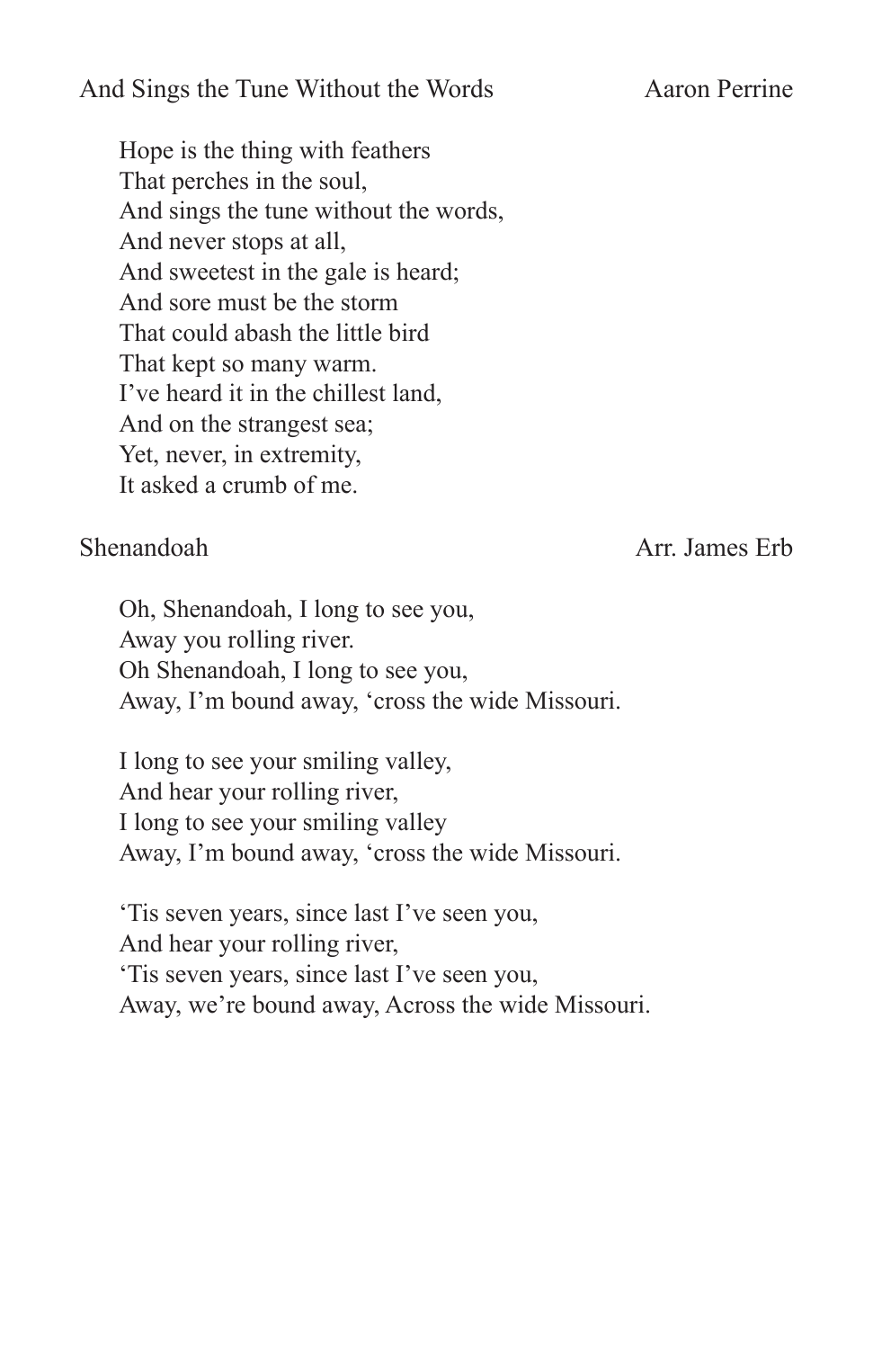## And Sings the Tune Without the Words — Aaron Perrine

Hope is the thing with feathers
That perches in the soul,
And sings the tune without the words,
And never stops at all,
And sweetest in the gale is heard;
And sore must be the storm
That could abash the little bird
That kept so many warm.
I've heard it in the chillest land,
And on the strangest sea;
Yet, never, in extremity,
It asked a crumb of me.

## Shenandoah — Arr. James Erb

Oh, Shenandoah, I long to see you,
Away you rolling river.
Oh Shenandoah, I long to see you,
Away, I'm bound away, 'cross the wide Missouri.

I long to see your smiling valley,
And hear your rolling river,
I long to see your smiling valley
Away, I'm bound away, 'cross the wide Missouri.

'Tis seven years, since last I've seen you,
And hear your rolling river,
'Tis seven years, since last I've seen you,
Away, we're bound away, Across the wide Missouri.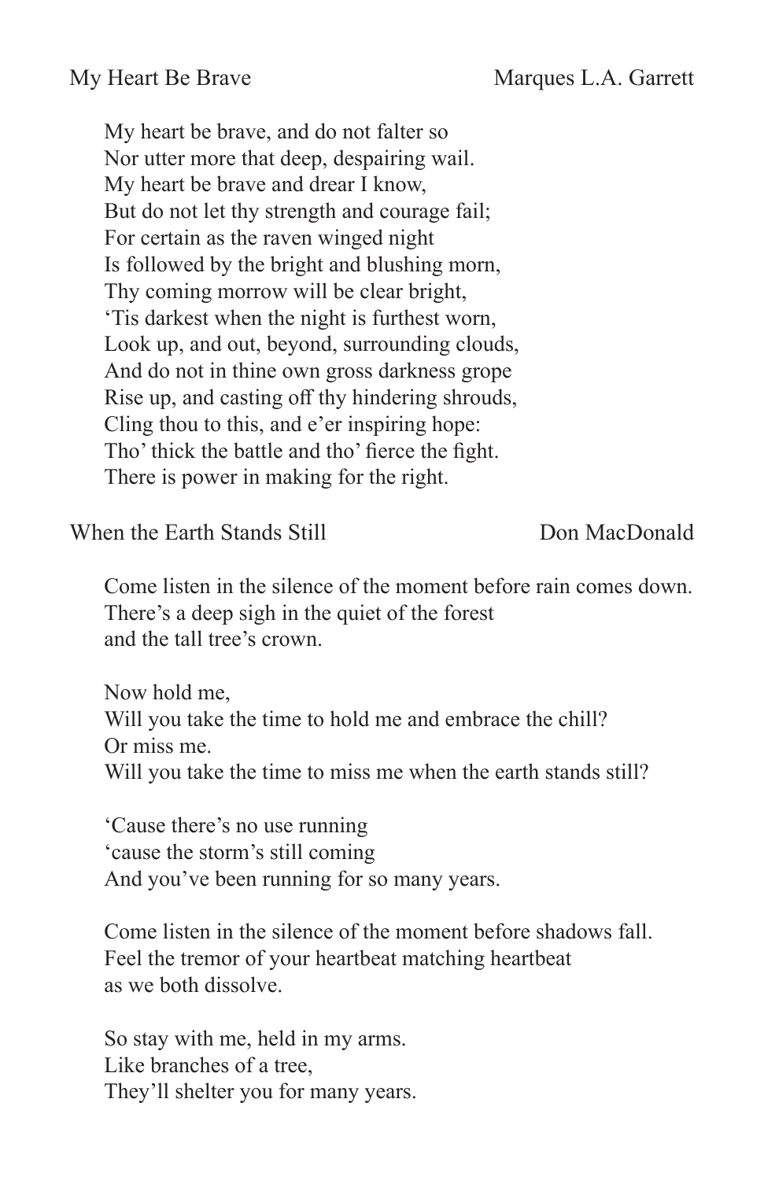## My Heart Be Brave — Marques L.A. Garrett

My heart be brave, and do not falter so  
Nor utter more that deep, despairing wail.  
My heart be brave and drear I know,  
But do not let thy strength and courage fail;  
For certain as the raven winged night  
Is followed by the bright and blushing morn,  
Thy coming morrow will be clear bright,  
'Tis darkest when the night is furthest worn,  
Look up, and out, beyond, surrounding clouds,  
And do not in thine own gross darkness grope  
Rise up, and casting off thy hindering shrouds,  
Cling thou to this, and e'er inspiring hope:  
Tho' thick the battle and tho' fierce the fight.  
There is power in making for the right.

## When the Earth Stands Still — Don MacDonald

Come listen in the silence of the moment before rain comes down.  
There's a deep sigh in the quiet of the forest  
and the tall tree's crown.

Now hold me,  
Will you take the time to hold me and embrace the chill?  
Or miss me.  
Will you take the time to miss me when the earth stands still?

'Cause there's no use running  
'cause the storm's still coming  
And you've been running for so many years.

Come listen in the silence of the moment before shadows fall.  
Feel the tremor of your heartbeat matching heartbeat  
as we both dissolve.

So stay with me, held in my arms.  
Like branches of a tree,  
They'll shelter you for many years.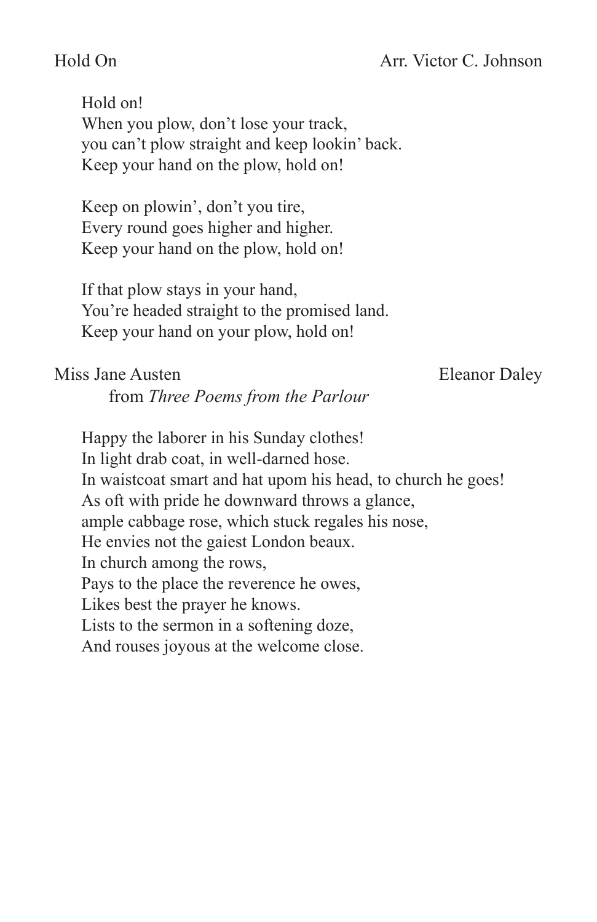Hold On Arr. Victor C. Johnson

Hold on!
When you plow, don't lose your track,
you can't plow straight and keep lookin' back.
Keep your hand on the plow, hold on!

Keep on plowin', don't you tire,
Every round goes higher and higher.
Keep your hand on the plow, hold on!

If that plow stays in your hand,
You're headed straight to the promised land.
Keep your hand on your plow, hold on!

Miss Jane Austen Eleanor Daley
from *Three Poems from the Parlour*

Happy the laborer in his Sunday clothes!
In light drab coat, in well-darned hose.
In waistcoat smart and hat upom his head, to church he goes!
As oft with pride he downward throws a glance,
ample cabbage rose, which stuck regales his nose,
He envies not the gaiest London beaux.
In church among the rows,
Pays to the place the reverence he owes,
Likes best the prayer he knows.
Lists to the sermon in a softening doze,
And rouses joyous at the welcome close.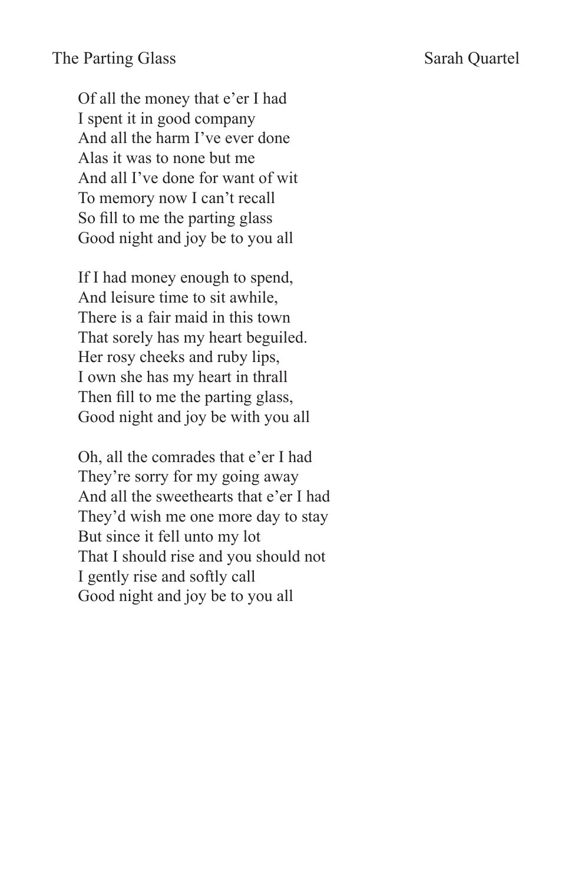The Parting Glass — Sarah Quartel

Of all the money that e'er I had
I spent it in good company
And all the harm I've ever done
Alas it was to none but me
And all I've done for want of wit
To memory now I can't recall
So fill to me the parting glass
Good night and joy be to you all

If I had money enough to spend,
And leisure time to sit awhile,
There is a fair maid in this town
That sorely has my heart beguiled.
Her rosy cheeks and ruby lips,
I own she has my heart in thrall
Then fill to me the parting glass,
Good night and joy be with you all

Oh, all the comrades that e'er I had
They're sorry for my going away
And all the sweethearts that e'er I had
They'd wish me one more day to stay
But since it fell unto my lot
That I should rise and you should not
I gently rise and softly call
Good night and joy be to you all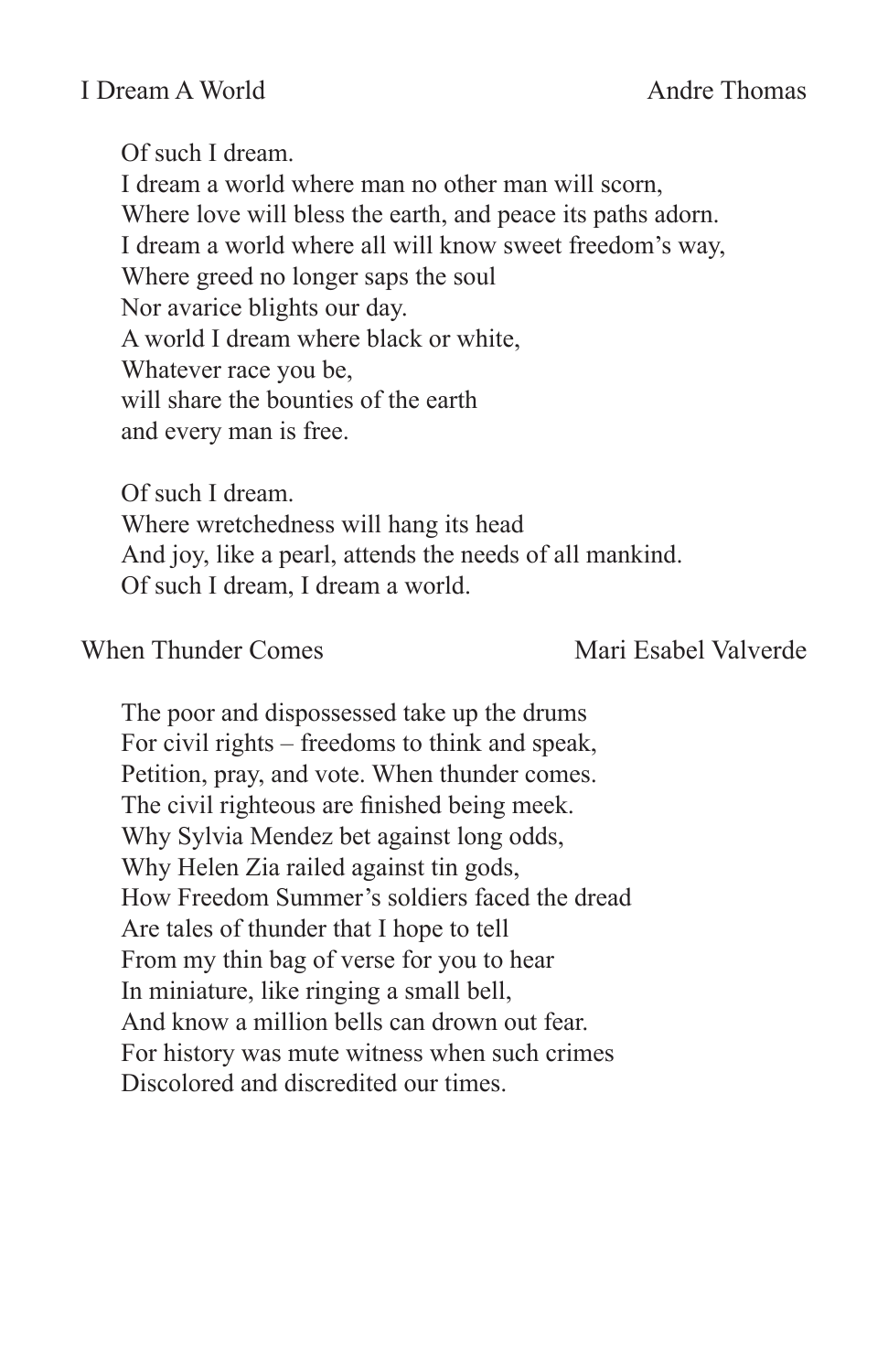## I Dream A World

Andre Thomas

Of such I dream.  
I dream a world where man no other man will scorn,  
Where love will bless the earth, and peace its paths adorn.  
I dream a world where all will know sweet freedom's way,  
Where greed no longer saps the soul  
Nor avarice blights our day.  
A world I dream where black or white,  
Whatever race you be,  
will share the bounties of the earth  
and every man is free.

Of such I dream.  
Where wretchedness will hang its head  
And joy, like a pearl, attends the needs of all mankind.  
Of such I dream, I dream a world.

## When Thunder Comes

Mari Esabel Valverde

The poor and dispossessed take up the drums  
For civil rights – freedoms to think and speak,  
Petition, pray, and vote. When thunder comes.  
The civil righteous are finished being meek.  
Why Sylvia Mendez bet against long odds,  
Why Helen Zia railed against tin gods,  
How Freedom Summer's soldiers faced the dread  
Are tales of thunder that I hope to tell  
From my thin bag of verse for you to hear  
In miniature, like ringing a small bell,  
And know a million bells can drown out fear.  
For history was mute witness when such crimes  
Discolored and discredited our times.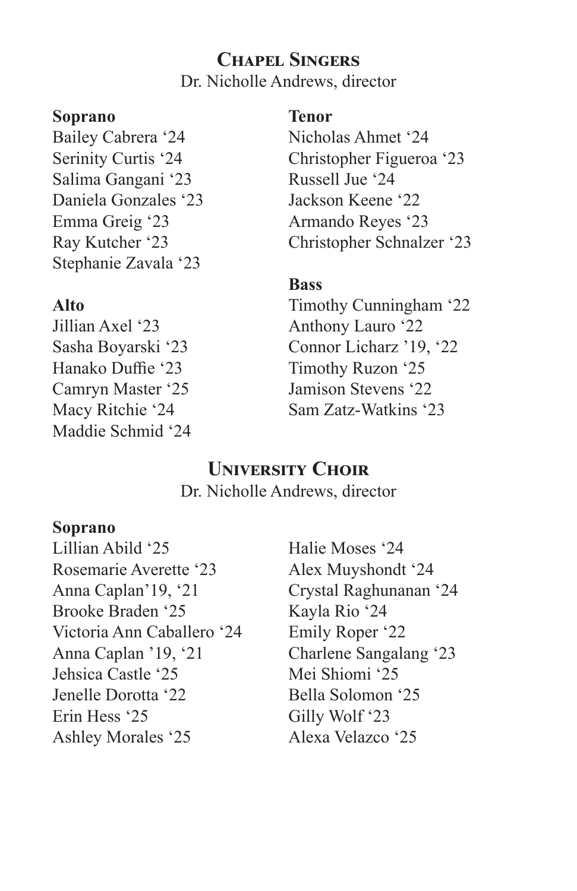## Chapel Singers

Dr. Nicholle Andrews, director

**Soprano**

Bailey Cabrera '24
Serinity Curtis '24
Salima Gangani '23
Daniela Gonzales '23
Emma Greig '23
Ray Kutcher '23
Stephanie Zavala '23

**Alto**

Jillian Axel '23
Sasha Boyarski '23
Hanako Duffie '23
Camryn Master '25
Macy Ritchie '24
Maddie Schmid '24

**Tenor**

Nicholas Ahmet '24
Christopher Figueroa '23
Russell Jue '24
Jackson Keene '22
Armando Reyes '23
Christopher Schnalzer '23

**Bass**

Timothy Cunningham '22
Anthony Lauro '22
Connor Licharz '19, '22
Timothy Ruzon '25
Jamison Stevens '22
Sam Zatz-Watkins '23

## University Choir

Dr. Nicholle Andrews, director

**Soprano**

Lillian Abild '25
Rosemarie Averette '23
Anna Caplan'19, '21
Brooke Braden '25
Victoria Ann Caballero '24
Anna Caplan '19, '21
Jehsica Castle '25
Jenelle Dorotta '22
Erin Hess '25
Ashley Morales '25
Halie Moses '24
Alex Muyshondt '24
Crystal Raghunanan '24
Kayla Rio '24
Emily Roper '22
Charlene Sangalang '23
Mei Shiomi '25
Bella Solomon '25
Gilly Wolf '23
Alexa Velazco '25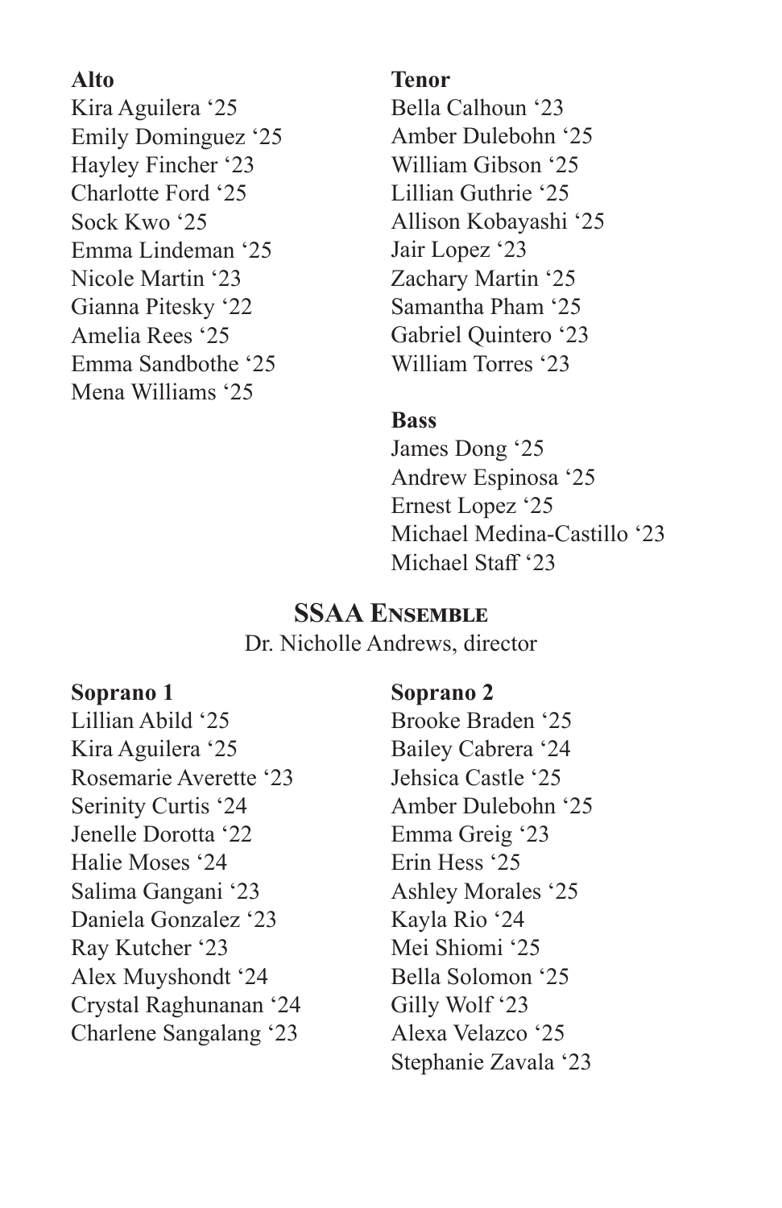**Alto**
Kira Aguilera ‘25
Emily Dominguez ‘25
Hayley Fincher ‘23
Charlotte Ford ‘25
Sock Kwo ‘25
Emma Lindeman ‘25
Nicole Martin ‘23
Gianna Pitesky ‘22
Amelia Rees ‘25
Emma Sandbothe ‘25
Mena Williams ‘25

**Tenor**
Bella Calhoun ‘23
Amber Dulebohn ‘25
William Gibson ‘25
Lillian Guthrie ‘25
Allison Kobayashi ‘25
Jair Lopez ‘23
Zachary Martin ‘25
Samantha Pham ‘25
Gabriel Quintero ‘23
William Torres ‘23

**Bass**
James Dong ‘25
Andrew Espinosa ‘25
Ernest Lopez ‘25
Michael Medina-Castillo ‘23
Michael Staff ‘23

## SSAA Ensemble

Dr. Nicholle Andrews, director

**Soprano 1**
Lillian Abild ‘25
Kira Aguilera ‘25
Rosemarie Averette ‘23
Serinity Curtis ‘24
Jenelle Dorotta ‘22
Halie Moses ‘24
Salima Gangani ‘23
Daniela Gonzalez ‘23
Ray Kutcher ‘23
Alex Muyshondt ‘24
Crystal Raghunanan ‘24
Charlene Sangalang ‘23

**Soprano 2**
Brooke Braden ‘25
Bailey Cabrera ‘24
Jehsica Castle ‘25
Amber Dulebohn ‘25
Emma Greig ‘23
Erin Hess ‘25
Ashley Morales ‘25
Kayla Rio ‘24
Mei Shiomi ‘25
Bella Solomon ‘25
Gilly Wolf ‘23
Alexa Velazco ‘25
Stephanie Zavala ‘23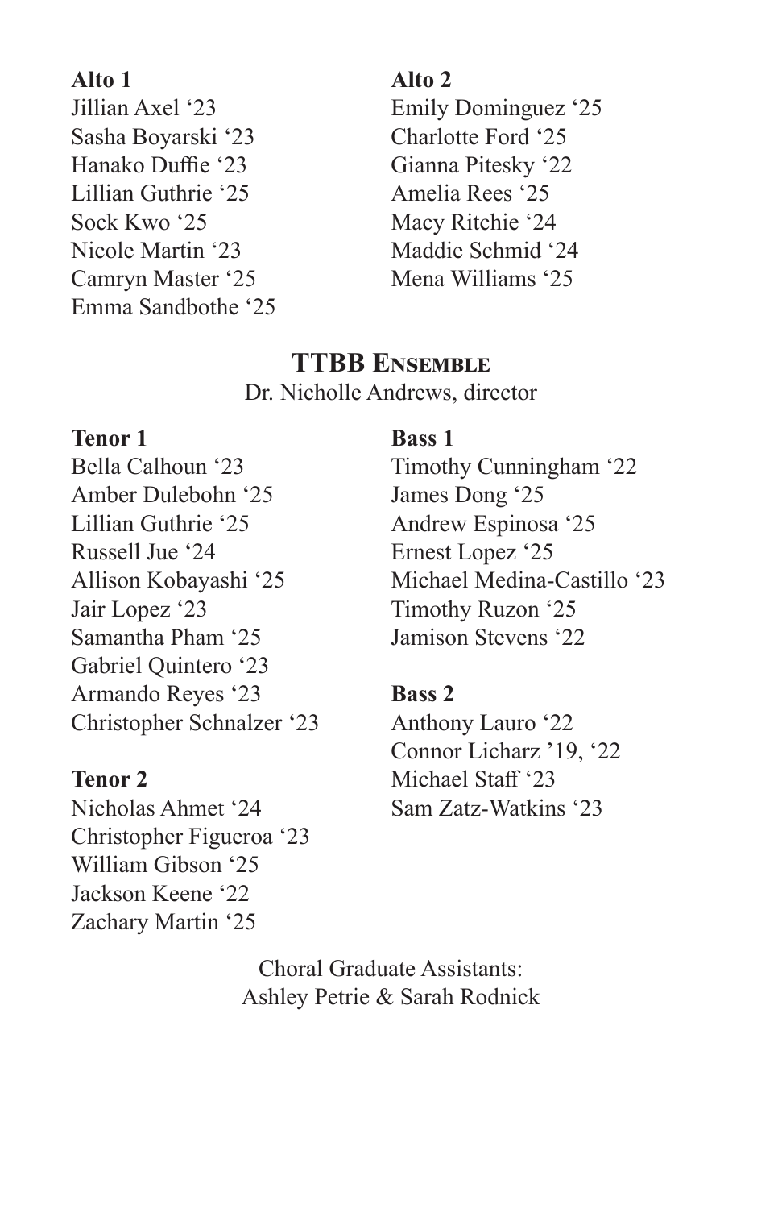**Alto 1**
Jillian Axel '23
Sasha Boyarski '23
Hanako Duffie '23
Lillian Guthrie '25
Sock Kwo '25
Nicole Martin '23
Camryn Master '25
Emma Sandbothe '25

**Alto 2**
Emily Dominguez '25
Charlotte Ford '25
Gianna Pitesky '22
Amelia Rees '25
Macy Ritchie '24
Maddie Schmid '24
Mena Williams '25

## TTBB Ensemble

Dr. Nicholle Andrews, director

**Tenor 1**
Bella Calhoun '23
Amber Dulebohn '25
Lillian Guthrie '25
Russell Jue '24
Allison Kobayashi '25
Jair Lopez '23
Samantha Pham '25
Gabriel Quintero '23
Armando Reyes '23
Christopher Schnalzer '23

**Tenor 2**
Nicholas Ahmet '24
Christopher Figueroa '23
William Gibson '25
Jackson Keene '22
Zachary Martin '25

**Bass 1**
Timothy Cunningham '22
James Dong '25
Andrew Espinosa '25
Ernest Lopez '25
Michael Medina-Castillo '23
Timothy Ruzon '25
Jamison Stevens '22

**Bass 2**
Anthony Lauro '22
Connor Licharz '19, '22
Michael Staff '23
Sam Zatz-Watkins '23

Choral Graduate Assistants:
Ashley Petrie & Sarah Rodnick